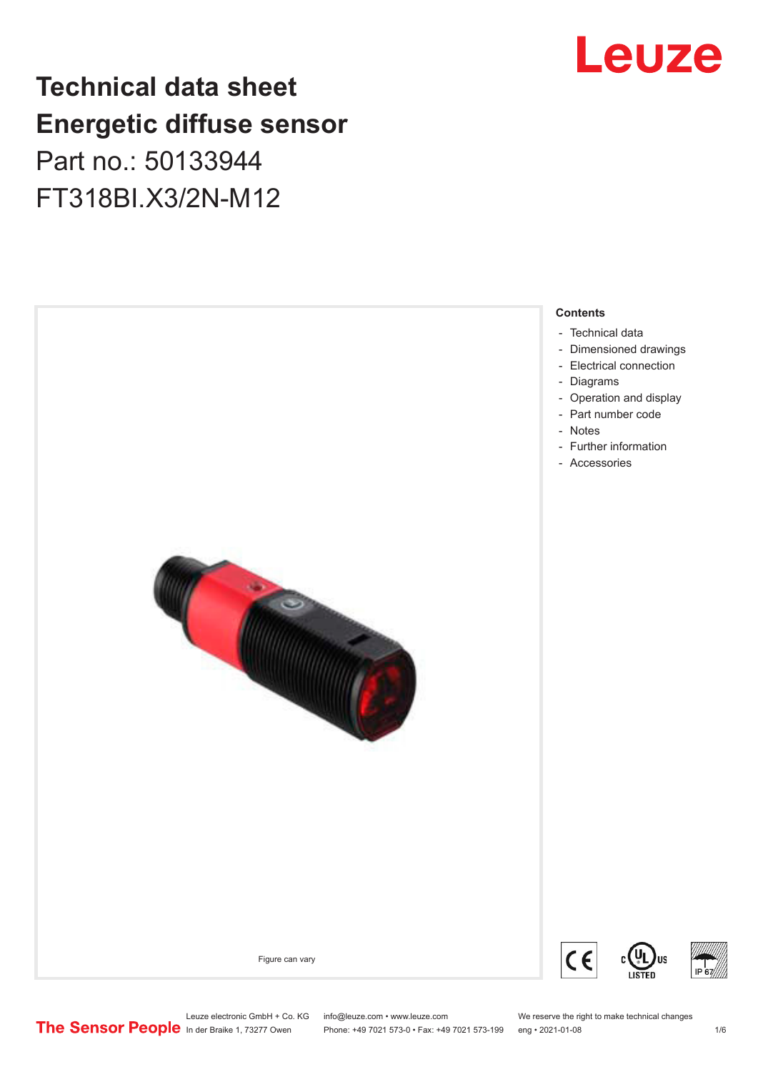# Technical data sheet
# Energetic diffuse sensor

Part no.: 50133944

FT318BI.X3/2N-M12

Figure can vary

**Contents**

- Technical data
- Dimensioned drawings
- Electrical connection
- Diagrams
- Operation and display
- Part number code
- Notes
- Further information
- Accessories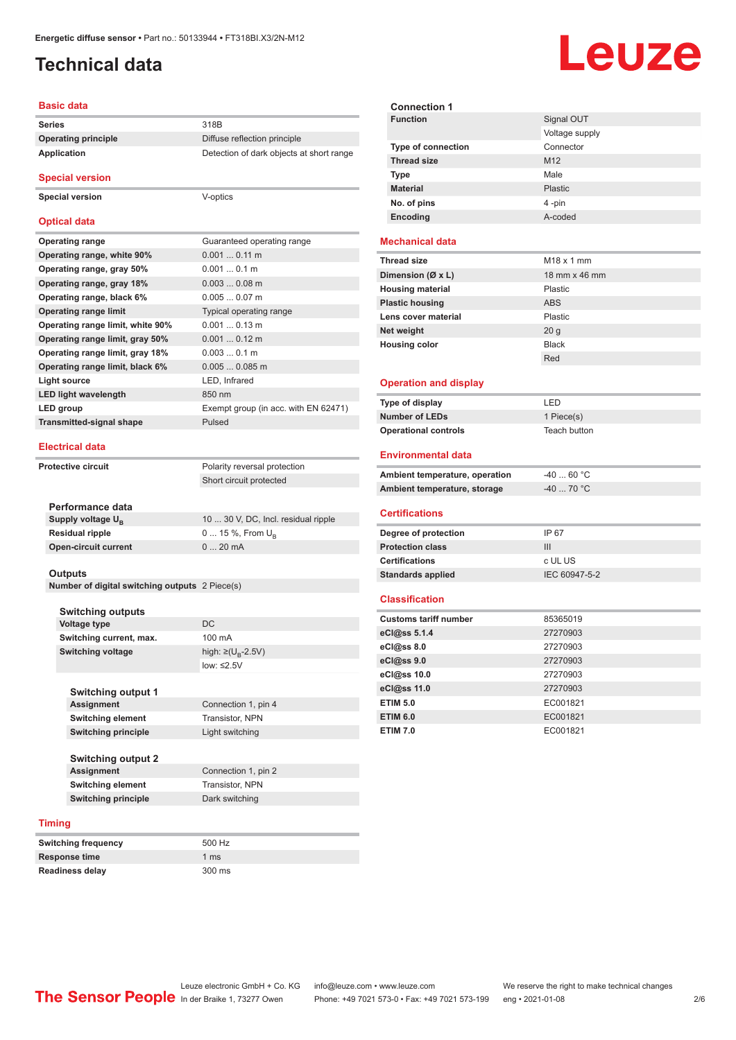Energetic diffuse sensor • Part no.: 50133944 • FT318BI.X3/2N-M12

# Technical data

## Basic data

| | |
|---|---|
| **Series** | 318B |
| **Operating principle** | Diffuse reflection principle |
| **Application** | Detection of dark objects at short range |

## Special version

| | |
|---|---|
| **Special version** | V-optics |

## Optical data

| | |
|---|---|
| **Operating range** | Guaranteed operating range |
| **Operating range, white 90%** | 0.001 ... 0.11 m |
| **Operating range, gray 50%** | 0.001 ... 0.1 m |
| **Operating range, gray 18%** | 0.003 ... 0.08 m |
| **Operating range, black 6%** | 0.005 ... 0.07 m |
| **Operating range limit** | Typical operating range |
| **Operating range limit, white 90%** | 0.001 ... 0.13 m |
| **Operating range limit, gray 50%** | 0.001 ... 0.12 m |
| **Operating range limit, gray 18%** | 0.003 ... 0.1 m |
| **Operating range limit, black 6%** | 0.005 ... 0.085 m |
| **Light source** | LED, Infrared |
| **LED light wavelength** | 850 nm |
| **LED group** | Exempt group (in acc. with EN 62471) |
| **Transmitted-signal shape** | Pulsed |

## Electrical data

| | |
|---|---|
| **Protective circuit** | Polarity reversal protection |
| | Short circuit protected |

### Performance data

| | |
|---|---|
| **Supply voltage $U_B$** | 10 ... 30 V, DC, Incl. residual ripple |
| **Residual ripple** | 0 ... 15 %, From $U_B$ |
| **Open-circuit current** | 0 ... 20 mA |

### Outputs

| | |
|---|---|
| **Number of digital switching outputs** | 2 Piece(s) |

### Switching outputs

| | |
|---|---|
| **Voltage type** | DC |
| **Switching current, max.** | 100 mA |
| **Switching voltage** | high: ≥($U_B$-2.5V) |
| | low: ≤2.5V |

### Switching output 1

| | |
|---|---|
| **Assignment** | Connection 1, pin 4 |
| **Switching element** | Transistor, NPN |
| **Switching principle** | Light switching |

### Switching output 2

| | |
|---|---|
| **Assignment** | Connection 1, pin 2 |
| **Switching element** | Transistor, NPN |
| **Switching principle** | Dark switching |

## Timing

| | |
|---|---|
| **Switching frequency** | 500 Hz |
| **Response time** | 1 ms |
| **Readiness delay** | 300 ms |

### Connection 1

| | |
|---|---|
| **Function** | Signal OUT |
| | Voltage supply |
| **Type of connection** | Connector |
| **Thread size** | M12 |
| **Type** | Male |
| **Material** | Plastic |
| **No. of pins** | 4 -pin |
| **Encoding** | A-coded |

## Mechanical data

| | |
|---|---|
| **Thread size** | M18 x 1 mm |
| **Dimension (Ø x L)** | 18 mm x 46 mm |
| **Housing material** | Plastic |
| **Plastic housing** | ABS |
| **Lens cover material** | Plastic |
| **Net weight** | 20 g |
| **Housing color** | Black |
| | Red |

## Operation and display

| | |
|---|---|
| **Type of display** | LED |
| **Number of LEDs** | 1 Piece(s) |
| **Operational controls** | Teach button |

## Environmental data

| | |
|---|---|
| **Ambient temperature, operation** | -40 ... 60 °C |
| **Ambient temperature, storage** | -40 ... 70 °C |

## Certifications

| | |
|---|---|
| **Degree of protection** | IP 67 |
| **Protection class** | III |
| **Certifications** | c UL US |
| **Standards applied** | IEC 60947-5-2 |

## Classification

| | |
|---|---|
| **Customs tariff number** | 85365019 |
| **eCl@ss 5.1.4** | 27270903 |
| **eCl@ss 8.0** | 27270903 |
| **eCl@ss 9.0** | 27270903 |
| **eCl@ss 10.0** | 27270903 |
| **eCl@ss 11.0** | 27270903 |
| **ETIM 5.0** | EC001821 |
| **ETIM 6.0** | EC001821 |
| **ETIM 7.0** | EC001821 |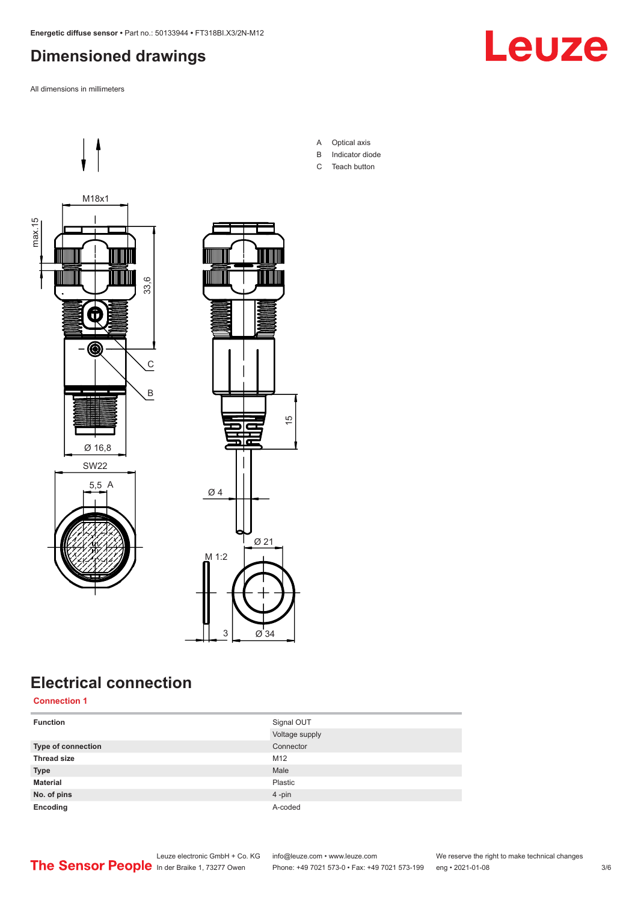## Dimensioned drawings

All dimensions in millimeters

A Optical axis
B Indicator diode
C Teach button

## Electrical connection

**Connection 1**

| | |
|---|---|
| **Function** | Signal OUT |
| | Voltage supply |
| **Type of connection** | Connector |
| **Thread size** | M12 |
| **Type** | Male |
| **Material** | Plastic |
| **No. of pins** | 4 -pin |
| **Encoding** | A-coded |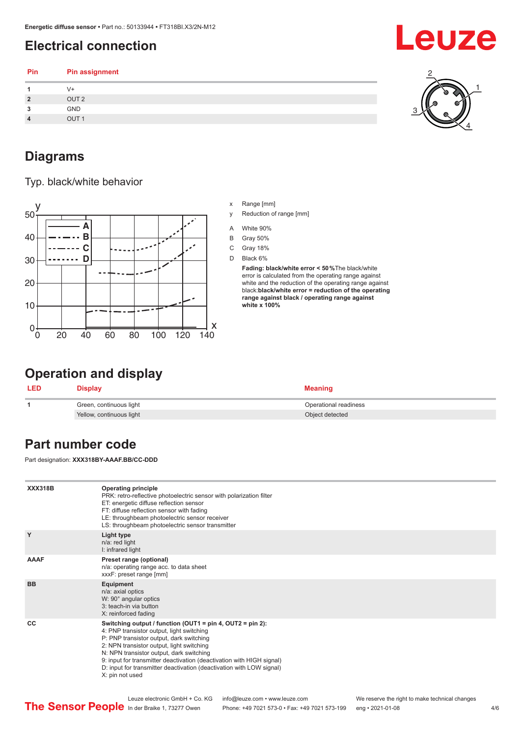## Electrical connection

| Pin | Pin assignment |
|---|---|
| 1 | V+ |
| 2 | OUT 2 |
| 3 | GND |
| 4 | OUT 1 |

## Diagrams

Typ. black/white behavior

x Range [mm]

y Reduction of range [mm]

A White 90%

B Gray 50%

C Gray 18%

D Black 6%

**Fading: black/white error < 50 %** The black/white error is calculated from the operating range against white and the reduction of the operating range against black: **black/white error = reduction of the operating range against black / operating range against white x 100%**

## Operation and display

| LED | Display | Meaning |
|---|---|---|
| 1 | Green, continuous light | Operational readiness |
| | Yellow, continuous light | Object detected |

## Part number code

Part designation: **XXX318BY-AAAF.BB/CC-DDD**

| | |
|---|---|
| **XXX318B** | **Operating principle**<br>PRK: retro-reflective photoelectric sensor with polarization filter<br>ET: energetic diffuse reflection sensor<br>FT: diffuse reflection sensor with fading<br>LE: throughbeam photoelectric sensor receiver<br>LS: throughbeam photoelectric sensor transmitter |
| **Y** | **Light type**<br>n/a: red light<br>I: infrared light |
| **AAAF** | **Preset range (optional)**<br>n/a: operating range acc. to data sheet<br>xxxF: preset range [mm] |
| **BB** | **Equipment**<br>n/a: axial optics<br>W: 90° angular optics<br>3: teach-in via button<br>X: reinforced fading |
| **CC** | **Switching output / function (OUT1 = pin 4, OUT2 = pin 2):**<br>4: PNP transistor output, light switching<br>P: PNP transistor output, dark switching<br>2: NPN transistor output, light switching<br>N: NPN transistor output, dark switching<br>9: input for transmitter deactivation (deactivation with HIGH signal)<br>D: input for transmitter deactivation (deactivation with LOW signal)<br>X: pin not used |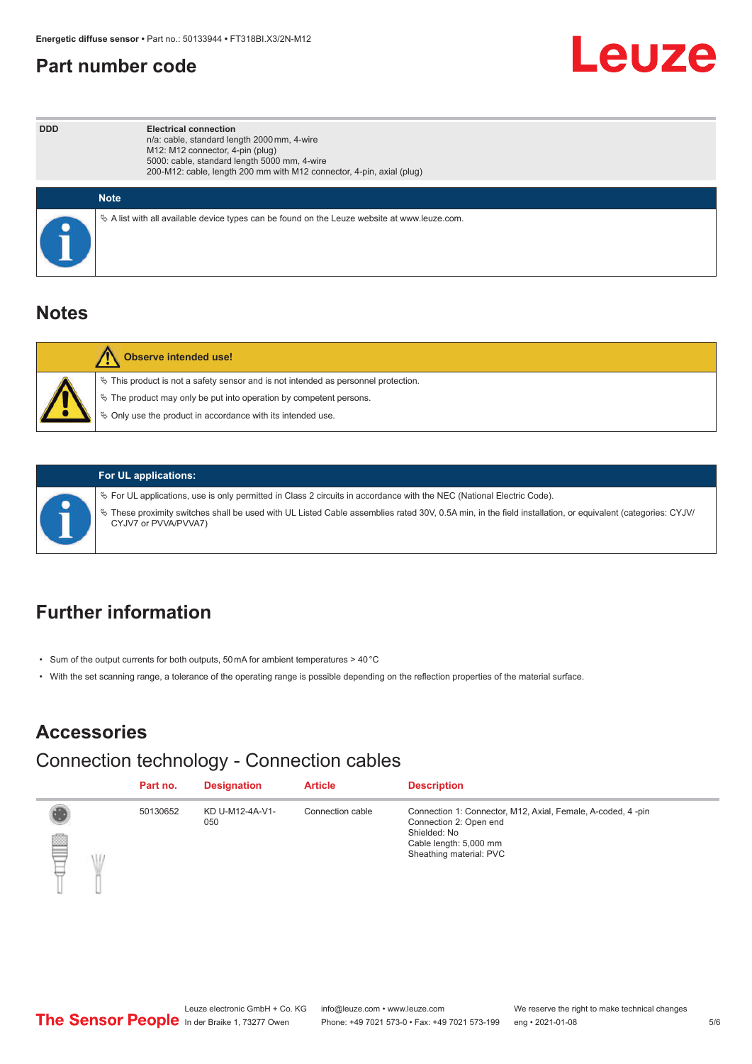## Part number code

| DDD | Electrical connection<br>n/a: cable, standard length 2000 mm, 4-wire<br>M12: M12 connector, 4-pin (plug)<br>5000: cable, standard length 5000 mm, 4-wire<br>200-M12: cable, length 200 mm with M12 connector, 4-pin, axial (plug) |
|---|---|

**Note**

- A list with all available device types can be found on the Leuze website at www.leuze.com.

## Notes

**Observe intended use!**

- This product is not a safety sensor and is not intended as personnel protection.
- The product may only be put into operation by competent persons.
- Only use the product in accordance with its intended use.

**For UL applications:**

- For UL applications, use is only permitted in Class 2 circuits in accordance with the NEC (National Electric Code).
- These proximity switches shall be used with UL Listed Cable assemblies rated 30V, 0.5A min, in the field installation, or equivalent (categories: CYJV/CYJV7 or PVVA/PVVA7)

## Further information

- Sum of the output currents for both outputs, 50 mA for ambient temperatures > 40 °C
- With the set scanning range, a tolerance of the operating range is possible depending on the reflection properties of the material surface.

## Accessories

### Connection technology - Connection cables

| | Part no. | Designation | Article | Description |
|---|---|---|---|---|
| | 50130652 | KD U-M12-4A-V1-050 | Connection cable | Connection 1: Connector, M12, Axial, Female, A-coded, 4 -pin<br>Connection 2: Open end<br>Shielded: No<br>Cable length: 5,000 mm<br>Sheathing material: PVC |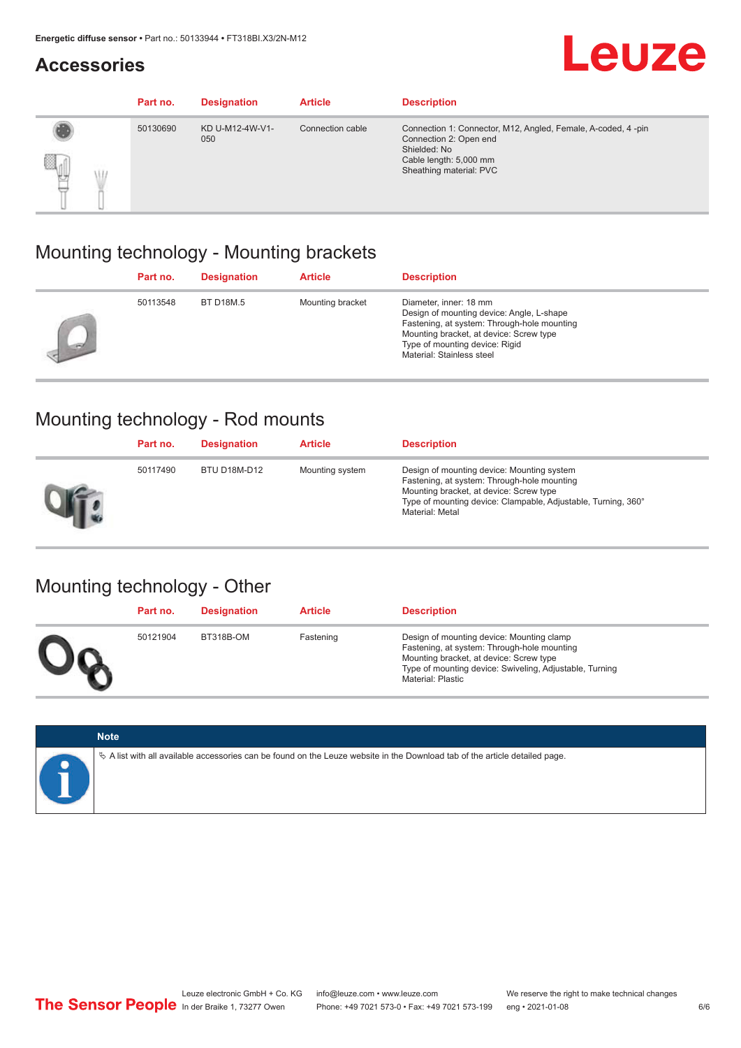## Accessories

| | Part no. | Designation | Article | Description |
|---|---|---|---|---|
| | 50130690 | KD U-M12-4W-V1-050 | Connection cable | Connection 1: Connector, M12, Angled, Female, A-coded, 4 -pin<br>Connection 2: Open end<br>Shielded: No<br>Cable length: 5,000 mm<br>Sheathing material: PVC |

## Mounting technology - Mounting brackets

| | Part no. | Designation | Article | Description |
|---|---|---|---|---|
| | 50113548 | BT D18M.5 | Mounting bracket | Diameter, inner: 18 mm<br>Design of mounting device: Angle, L-shape<br>Fastening, at system: Through-hole mounting<br>Mounting bracket, at device: Screw type<br>Type of mounting device: Rigid<br>Material: Stainless steel |

## Mounting technology - Rod mounts

| | Part no. | Designation | Article | Description |
|---|---|---|---|---|
| | 50117490 | BTU D18M-D12 | Mounting system | Design of mounting device: Mounting system<br>Fastening, at system: Through-hole mounting<br>Mounting bracket, at device: Screw type<br>Type of mounting device: Clampable, Adjustable, Turning, 360°<br>Material: Metal |

## Mounting technology - Other

| | Part no. | Designation | Article | Description |
|---|---|---|---|---|
| | 50121904 | BT318B-OM | Fastening | Design of mounting device: Mounting clamp<br>Fastening, at system: Through-hole mounting<br>Mounting bracket, at device: Screw type<br>Type of mounting device: Swiveling, Adjustable, Turning<br>Material: Plastic |

**Note**

A list with all available accessories can be found on the Leuze website in the Download tab of the article detailed page.